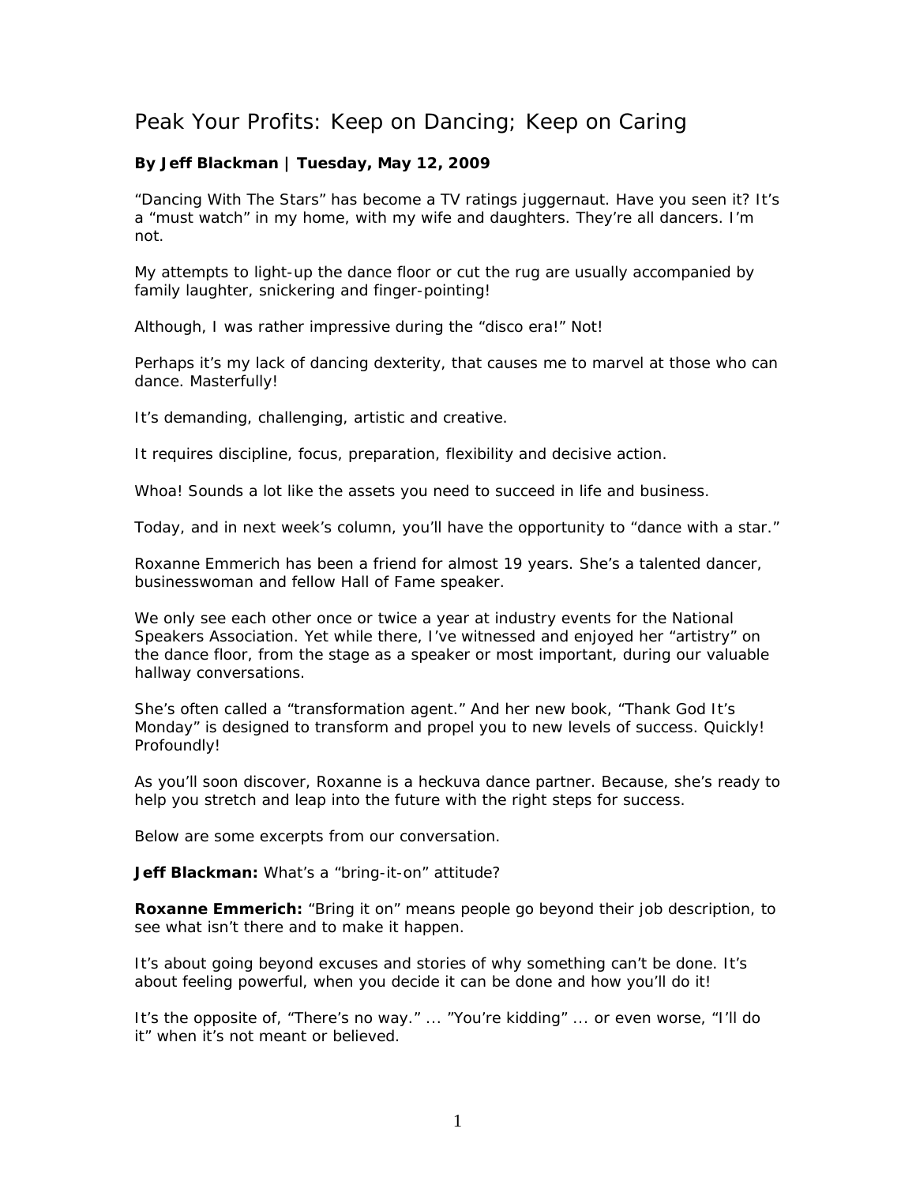# Peak Your Profits: Keep on Dancing; Keep on Caring

**By Jeff Blackman | Tuesday, May 12, 2009**

"Dancing With The Stars" has become a TV ratings juggernaut. Have you seen it? It's a "must watch" in my home, with my wife and daughters. They're all dancers. I'm not.

My attempts to light-up the dance floor or cut the rug are usually accompanied by family laughter, snickering and finger-pointing!

Although, I was rather impressive during the "disco era!" Not!

Perhaps it's my lack of dancing dexterity, that causes me to marvel at those who can dance. Masterfully!

It's demanding, challenging, artistic and creative.

It requires discipline, focus, preparation, flexibility and decisive action.

Whoa! Sounds a lot like the assets you need to succeed in life and business.

Today, and in next week's column, you'll have the opportunity to "dance with a star."

Roxanne Emmerich has been a friend for almost 19 years. She's a talented dancer, businesswoman and fellow Hall of Fame speaker.

We only see each other once or twice a year at industry events for the National Speakers Association. Yet while there, I've witnessed and enjoyed her "artistry" on the dance floor, from the stage as a speaker or most important, during our valuable hallway conversations.

She's often called a "transformation agent." And her new book, "Thank God It's Monday" is designed to transform and propel you to new levels of success. Quickly! Profoundly!

As you'll soon discover, Roxanne is a heckuva dance partner. Because, she's ready to help you stretch and leap into the future with the right steps for success.

Below are some excerpts from our conversation.

**Jeff Blackman:** What's a "bring-it-on" attitude?

**Roxanne Emmerich:** "Bring it on" means people go beyond their job description, to see what isn't there and to make it happen.

It's about going beyond excuses and stories of why something can't be done. It's about feeling powerful, when you decide it can be done and how you'll do it!

It's the opposite of, "There's no way." ... "You're kidding" ... or even worse, "I'll do it" when it's not meant or believed.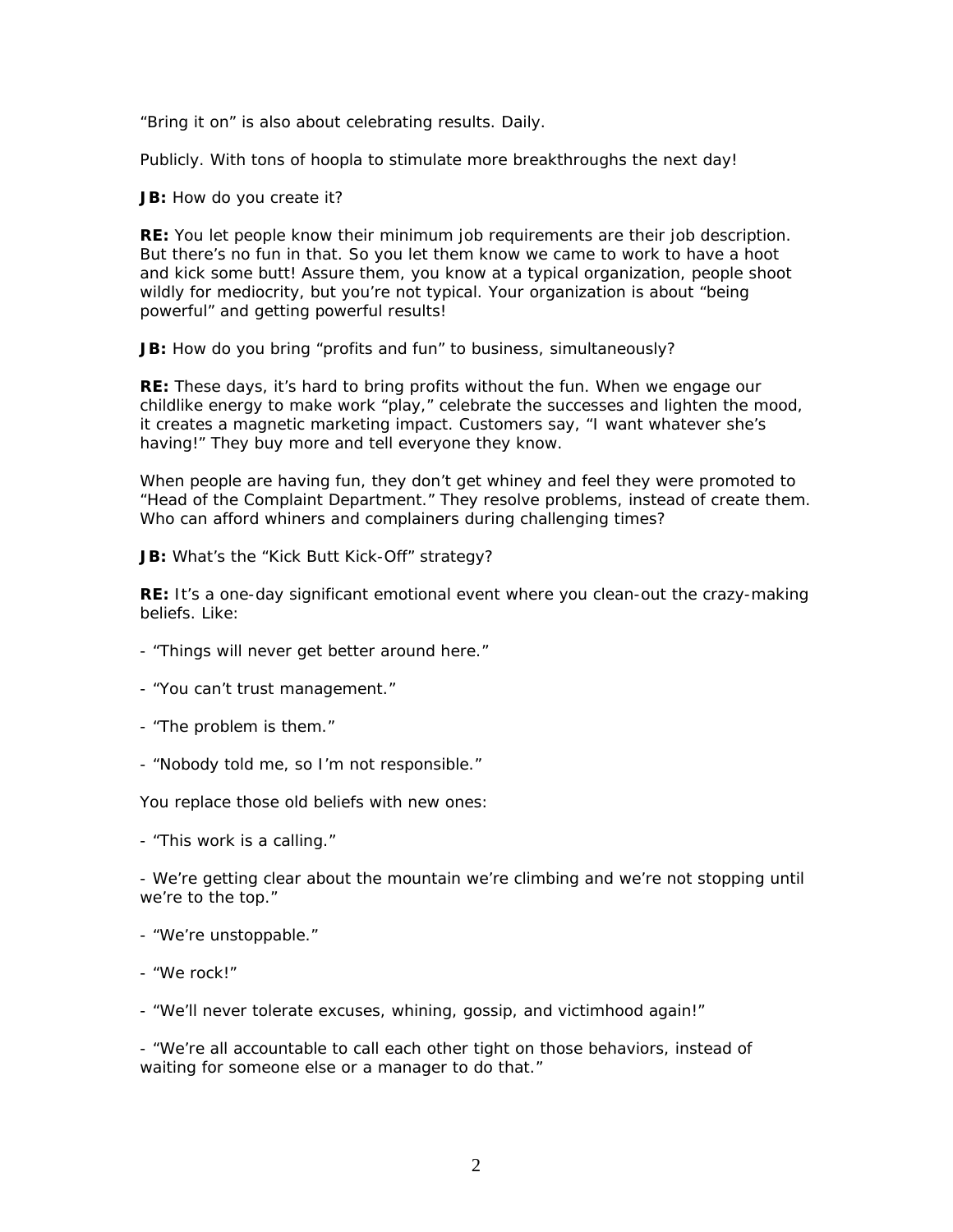"Bring it on" is also about celebrating results. Daily.

Publicly. With tons of hoopla to stimulate more breakthroughs the next day!

**JB:** How do you create it?

**RE:** You let people know their minimum job requirements are their job description. But there's no fun in that. So you let them know we came to work to have a hoot and kick some butt! Assure them, you know at a typical organization, people shoot wildly for mediocrity, but you're not typical. Your organization is about "being powerful" and getting powerful results!

**JB:** How do you bring "profits and fun" to business, simultaneously?

**RE:** These days, it's hard to bring profits without the fun. When we engage our childlike energy to make work "play," celebrate the successes and lighten the mood, it creates a magnetic marketing impact. Customers say, "I want whatever she's having!" They buy more and tell everyone they know.

When people are having fun, they don't get whiney and feel they were promoted to "Head of the Complaint Department." They resolve problems, instead of create them. Who can afford whiners and complainers during challenging times?

**JB:** What's the "Kick Butt Kick-Off" strategy?

**RE:** It's a one-day significant emotional event where you clean-out the crazy-making beliefs. Like:

- "Things will never get better around here."
- "You can't trust management."
- "The problem is them."
- "Nobody told me, so I'm not responsible."

You replace those old beliefs with new ones:

- "This work is a calling."
- We're getting clear about the mountain we're climbing and we're not stopping until we're to the top."
- "We're unstoppable."
- "We rock!"
- "We'll never tolerate excuses, whining, gossip, and victimhood again!"
- "We're all accountable to call each other tight on those behaviors, instead of waiting for someone else or a manager to do that."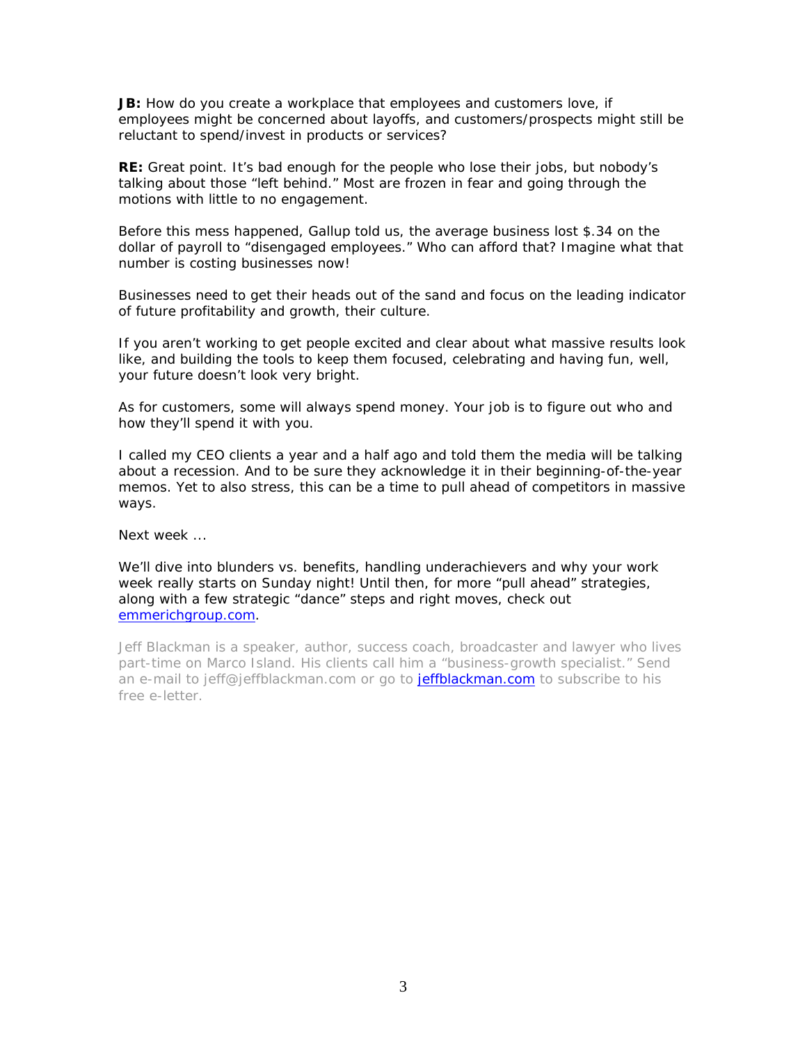**JB:** How do you create a workplace that employees and customers love, if employees might be concerned about layoffs, and customers/prospects might still be reluctant to spend/invest in products or services?

**RE:** Great point. It's bad enough for the people who lose their jobs, but nobody's talking about those "left behind." Most are frozen in fear and going through the motions with little to no engagement.

Before this mess happened, Gallup told us, the average business lost $.34 on the dollar of payroll to "disengaged employees." Who can afford that? Imagine what that number is costing businesses now!

Businesses need to get their heads out of the sand and focus on the leading indicator of future profitability and growth, their culture.

If you aren't working to get people excited and clear about what massive results look like, and building the tools to keep them focused, celebrating and having fun, well, your future doesn't look very bright.

As for customers, some will always spend money. Your job is to figure out who and how they'll spend it with you.

I called my CEO clients a year and a half ago and told them the media will be talking about a recession. And to be sure they acknowledge it in their beginning-of-the-year memos. Yet to also stress, this can be a time to pull ahead of competitors in massive ways.

Next week ...

We'll dive into blunders vs. benefits, handling underachievers and why your work week really starts on Sunday night! Until then, for more "pull ahead" strategies, along with a few strategic "dance" steps and right moves, check out emmerichgroup.com.

Jeff Blackman is a speaker, author, success coach, broadcaster and lawyer who lives part-time on Marco Island. His clients call him a "business-growth specialist." Send an e-mail to jeff@jeffblackman.com or go to jeffblackman.com to subscribe to his free e-letter.